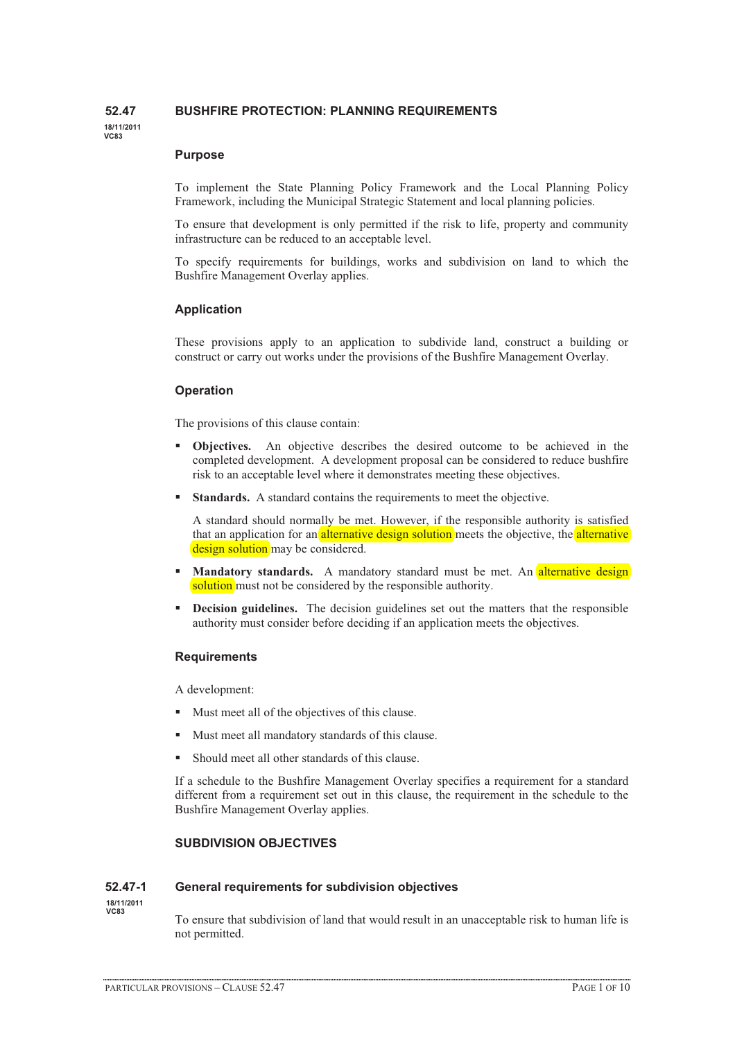# 52.47 BUSHFIRE PROTECTION: PLANNING REQUIREMENTS

18/11/2011
VC83

## Purpose

To implement the State Planning Policy Framework and the Local Planning Policy Framework, including the Municipal Strategic Statement and local planning policies.

To ensure that development is only permitted if the risk to life, property and community infrastructure can be reduced to an acceptable level.

To specify requirements for buildings, works and subdivision on land to which the Bushfire Management Overlay applies.

## Application

These provisions apply to an application to subdivide land, construct a building or construct or carry out works under the provisions of the Bushfire Management Overlay.

## Operation

The provisions of this clause contain:

- **Objectives.** An objective describes the desired outcome to be achieved in the completed development. A development proposal can be considered to reduce bushfire risk to an acceptable level where it demonstrates meeting these objectives.
- **Standards.** A standard contains the requirements to meet the objective.

  A standard should normally be met. However, if the responsible authority is satisfied that an application for an alternative design solution meets the objective, the alternative design solution may be considered.
- **Mandatory standards.** A mandatory standard must be met. An alternative design solution must not be considered by the responsible authority.
- **Decision guidelines.** The decision guidelines set out the matters that the responsible authority must consider before deciding if an application meets the objectives.

## Requirements

A development:

- Must meet all of the objectives of this clause.
- Must meet all mandatory standards of this clause.
- Should meet all other standards of this clause.

If a schedule to the Bushfire Management Overlay specifies a requirement for a standard different from a requirement set out in this clause, the requirement in the schedule to the Bushfire Management Overlay applies.

## SUBDIVISION OBJECTIVES

## 52.47-1 General requirements for subdivision objectives

18/11/2011
VC83

To ensure that subdivision of land that would result in an unacceptable risk to human life is not permitted.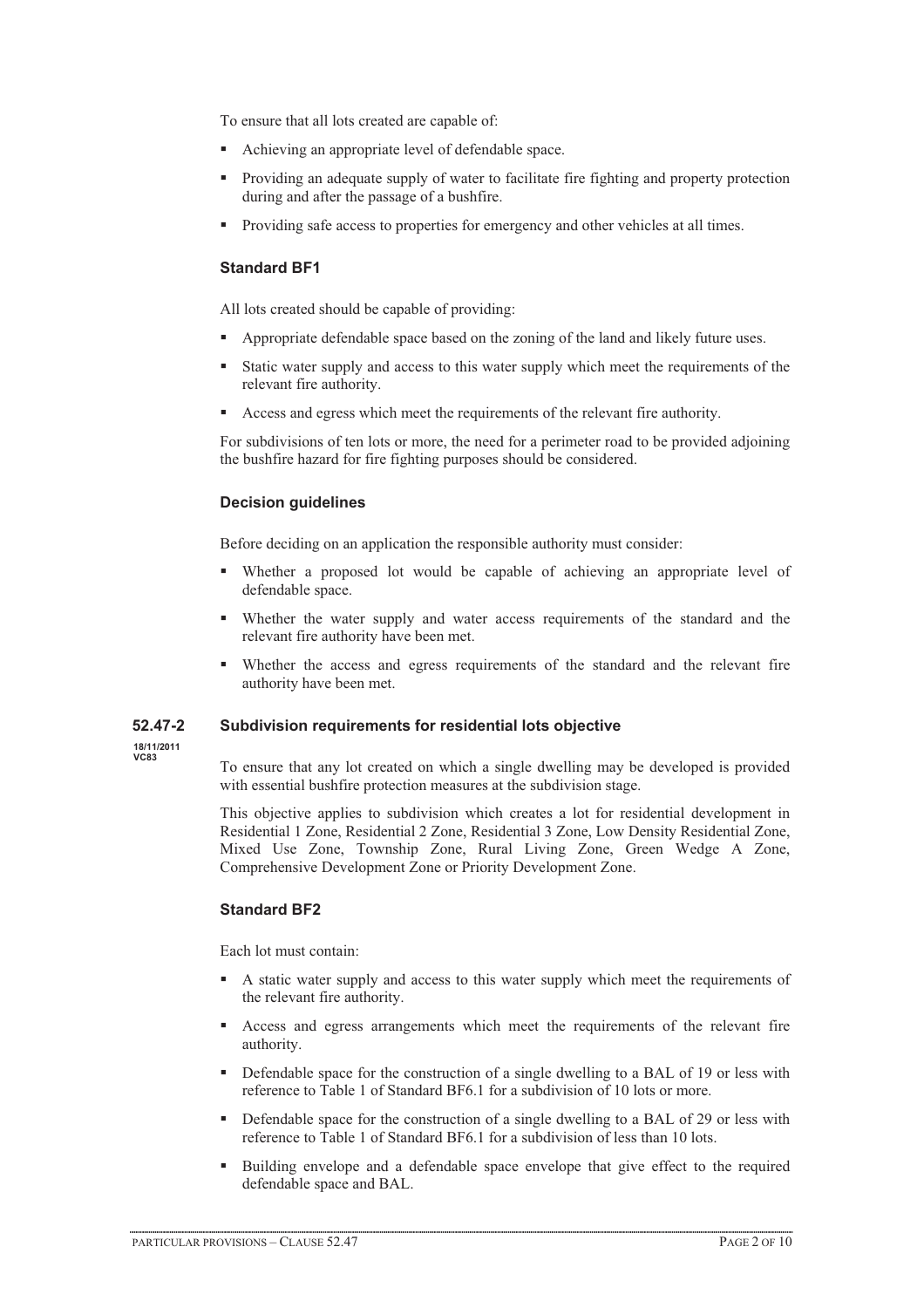To ensure that all lots created are capable of:

- Achieving an appropriate level of defendable space.
- Providing an adequate supply of water to facilitate fire fighting and property protection during and after the passage of a bushfire.
- Providing safe access to properties for emergency and other vehicles at all times.

### Standard BF1

All lots created should be capable of providing:

- Appropriate defendable space based on the zoning of the land and likely future uses.
- Static water supply and access to this water supply which meet the requirements of the relevant fire authority.
- Access and egress which meet the requirements of the relevant fire authority.

For subdivisions of ten lots or more, the need for a perimeter road to be provided adjoining the bushfire hazard for fire fighting purposes should be considered.

### Decision guidelines

Before deciding on an application the responsible authority must consider:

- Whether a proposed lot would be capable of achieving an appropriate level of defendable space.
- Whether the water supply and water access requirements of the standard and the relevant fire authority have been met.
- Whether the access and egress requirements of the standard and the relevant fire authority have been met.

## 52.47-2 Subdivision requirements for residential lots objective

18/11/2011
VC83

To ensure that any lot created on which a single dwelling may be developed is provided with essential bushfire protection measures at the subdivision stage.

This objective applies to subdivision which creates a lot for residential development in Residential 1 Zone, Residential 2 Zone, Residential 3 Zone, Low Density Residential Zone, Mixed Use Zone, Township Zone, Rural Living Zone, Green Wedge A Zone, Comprehensive Development Zone or Priority Development Zone.

### Standard BF2

Each lot must contain:

- A static water supply and access to this water supply which meet the requirements of the relevant fire authority.
- Access and egress arrangements which meet the requirements of the relevant fire authority.
- Defendable space for the construction of a single dwelling to a BAL of 19 or less with reference to Table 1 of Standard BF6.1 for a subdivision of 10 lots or more.
- Defendable space for the construction of a single dwelling to a BAL of 29 or less with reference to Table 1 of Standard BF6.1 for a subdivision of less than 10 lots.
- Building envelope and a defendable space envelope that give effect to the required defendable space and BAL.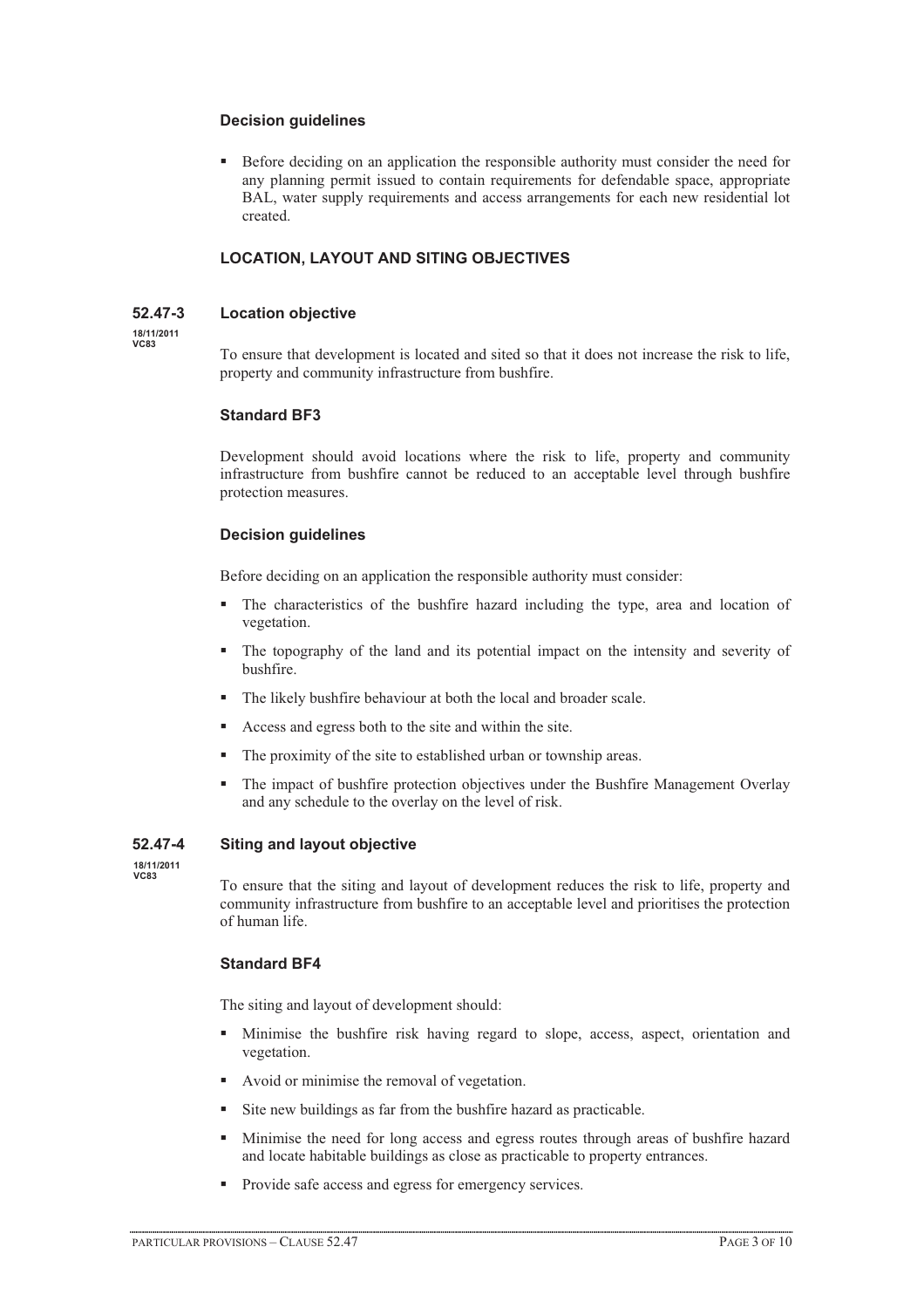### Decision guidelines

- Before deciding on an application the responsible authority must consider the need for any planning permit issued to contain requirements for defendable space, appropriate BAL, water supply requirements and access arrangements for each new residential lot created.

## LOCATION, LAYOUT AND SITING OBJECTIVES

## 52.47-3 Location objective

18/11/2011
VC83

To ensure that development is located and sited so that it does not increase the risk to life, property and community infrastructure from bushfire.

### Standard BF3

Development should avoid locations where the risk to life, property and community infrastructure from bushfire cannot be reduced to an acceptable level through bushfire protection measures.

### Decision guidelines

Before deciding on an application the responsible authority must consider:

- The characteristics of the bushfire hazard including the type, area and location of vegetation.
- The topography of the land and its potential impact on the intensity and severity of bushfire.
- The likely bushfire behaviour at both the local and broader scale.
- Access and egress both to the site and within the site.
- The proximity of the site to established urban or township areas.
- The impact of bushfire protection objectives under the Bushfire Management Overlay and any schedule to the overlay on the level of risk.

## 52.47-4 Siting and layout objective

18/11/2011
VC83

To ensure that the siting and layout of development reduces the risk to life, property and community infrastructure from bushfire to an acceptable level and prioritises the protection of human life.

### Standard BF4

The siting and layout of development should:

- Minimise the bushfire risk having regard to slope, access, aspect, orientation and vegetation.
- Avoid or minimise the removal of vegetation.
- Site new buildings as far from the bushfire hazard as practicable.
- Minimise the need for long access and egress routes through areas of bushfire hazard and locate habitable buildings as close as practicable to property entrances.
- Provide safe access and egress for emergency services.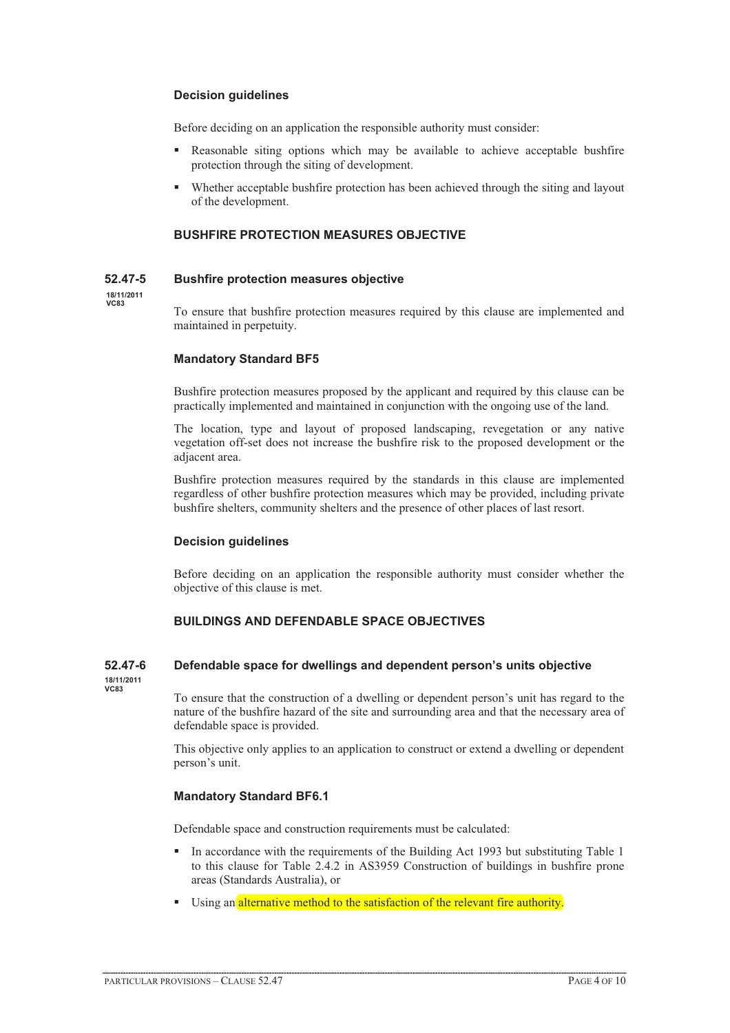### Decision guidelines

Before deciding on an application the responsible authority must consider:

- Reasonable siting options which may be available to achieve acceptable bushfire protection through the siting of development.
- Whether acceptable bushfire protection has been achieved through the siting and layout of the development.

### BUSHFIRE PROTECTION MEASURES OBJECTIVE

## 52.47-5 Bushfire protection measures objective

18/11/2011
VC83

To ensure that bushfire protection measures required by this clause are implemented and maintained in perpetuity.

### Mandatory Standard BF5

Bushfire protection measures proposed by the applicant and required by this clause can be practically implemented and maintained in conjunction with the ongoing use of the land.

The location, type and layout of proposed landscaping, revegetation or any native vegetation off-set does not increase the bushfire risk to the proposed development or the adjacent area.

Bushfire protection measures required by the standards in this clause are implemented regardless of other bushfire protection measures which may be provided, including private bushfire shelters, community shelters and the presence of other places of last resort.

### Decision guidelines

Before deciding on an application the responsible authority must consider whether the objective of this clause is met.

### BUILDINGS AND DEFENDABLE SPACE OBJECTIVES

## 52.47-6 Defendable space for dwellings and dependent person's units objective

18/11/2011
VC83

To ensure that the construction of a dwelling or dependent person's unit has regard to the nature of the bushfire hazard of the site and surrounding area and that the necessary area of defendable space is provided.

This objective only applies to an application to construct or extend a dwelling or dependent person's unit.

### Mandatory Standard BF6.1

Defendable space and construction requirements must be calculated:

- In accordance with the requirements of the Building Act 1993 but substituting Table 1 to this clause for Table 2.4.2 in AS3959 Construction of buildings in bushfire prone areas (Standards Australia), or
- Using an alternative method to the satisfaction of the relevant fire authority.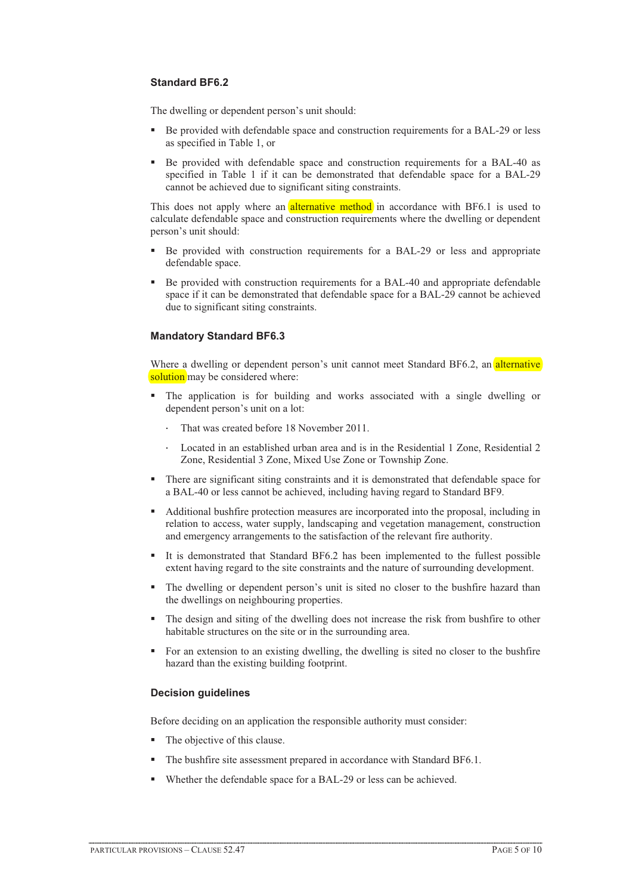### Standard BF6.2

The dwelling or dependent person's unit should:

- Be provided with defendable space and construction requirements for a BAL-29 or less as specified in Table 1, or
- Be provided with defendable space and construction requirements for a BAL-40 as specified in Table 1 if it can be demonstrated that defendable space for a BAL-29 cannot be achieved due to significant siting constraints.

This does not apply where an alternative method in accordance with BF6.1 is used to calculate defendable space and construction requirements where the dwelling or dependent person's unit should:

- Be provided with construction requirements for a BAL-29 or less and appropriate defendable space.
- Be provided with construction requirements for a BAL-40 and appropriate defendable space if it can be demonstrated that defendable space for a BAL-29 cannot be achieved due to significant siting constraints.

### Mandatory Standard BF6.3

Where a dwelling or dependent person's unit cannot meet Standard BF6.2, an alternative solution may be considered where:

- The application is for building and works associated with a single dwelling or dependent person's unit on a lot:
  - That was created before 18 November 2011.
  - Located in an established urban area and is in the Residential 1 Zone, Residential 2 Zone, Residential 3 Zone, Mixed Use Zone or Township Zone.
- There are significant siting constraints and it is demonstrated that defendable space for a BAL-40 or less cannot be achieved, including having regard to Standard BF9.
- Additional bushfire protection measures are incorporated into the proposal, including in relation to access, water supply, landscaping and vegetation management, construction and emergency arrangements to the satisfaction of the relevant fire authority.
- It is demonstrated that Standard BF6.2 has been implemented to the fullest possible extent having regard to the site constraints and the nature of surrounding development.
- The dwelling or dependent person's unit is sited no closer to the bushfire hazard than the dwellings on neighbouring properties.
- The design and siting of the dwelling does not increase the risk from bushfire to other habitable structures on the site or in the surrounding area.
- For an extension to an existing dwelling, the dwelling is sited no closer to the bushfire hazard than the existing building footprint.

### Decision guidelines

Before deciding on an application the responsible authority must consider:

- The objective of this clause.
- The bushfire site assessment prepared in accordance with Standard BF6.1.
- Whether the defendable space for a BAL-29 or less can be achieved.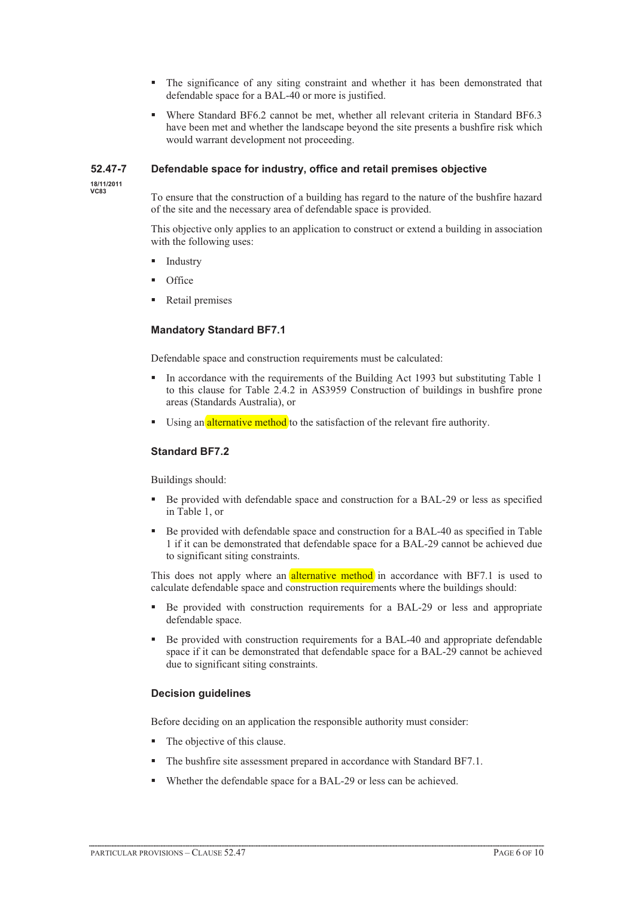- The significance of any siting constraint and whether it has been demonstrated that defendable space for a BAL-40 or more is justified.
- Where Standard BF6.2 cannot be met, whether all relevant criteria in Standard BF6.3 have been met and whether the landscape beyond the site presents a bushfire risk which would warrant development not proceeding.

## 52.47-7 Defendable space for industry, office and retail premises objective

18/11/2011
VC83

To ensure that the construction of a building has regard to the nature of the bushfire hazard of the site and the necessary area of defendable space is provided.

This objective only applies to an application to construct or extend a building in association with the following uses:

- Industry
- Office
- Retail premises

### Mandatory Standard BF7.1

Defendable space and construction requirements must be calculated:

- In accordance with the requirements of the Building Act 1993 but substituting Table 1 to this clause for Table 2.4.2 in AS3959 Construction of buildings in bushfire prone areas (Standards Australia), or
- Using an alternative method to the satisfaction of the relevant fire authority.

### Standard BF7.2

Buildings should:

- Be provided with defendable space and construction for a BAL-29 or less as specified in Table 1, or
- Be provided with defendable space and construction for a BAL-40 as specified in Table 1 if it can be demonstrated that defendable space for a BAL-29 cannot be achieved due to significant siting constraints.

This does not apply where an alternative method in accordance with BF7.1 is used to calculate defendable space and construction requirements where the buildings should:

- Be provided with construction requirements for a BAL-29 or less and appropriate defendable space.
- Be provided with construction requirements for a BAL-40 and appropriate defendable space if it can be demonstrated that defendable space for a BAL-29 cannot be achieved due to significant siting constraints.

### Decision guidelines

Before deciding on an application the responsible authority must consider:

- The objective of this clause.
- The bushfire site assessment prepared in accordance with Standard BF7.1.
- Whether the defendable space for a BAL-29 or less can be achieved.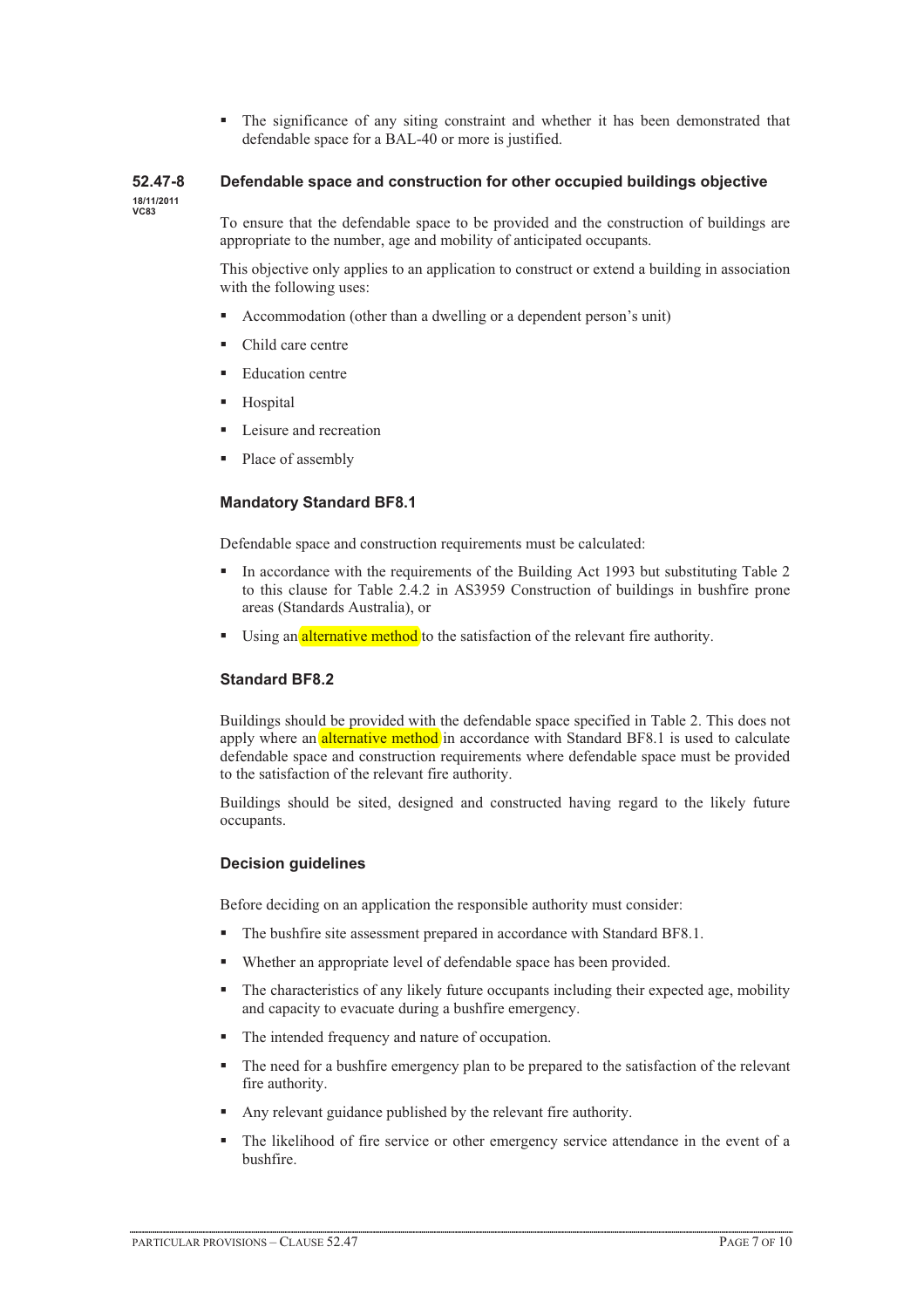- The significance of any siting constraint and whether it has been demonstrated that defendable space for a BAL-40 or more is justified.

## 52.47-8 Defendable space and construction for other occupied buildings objective

18/11/2011
VC83

To ensure that the defendable space to be provided and the construction of buildings are appropriate to the number, age and mobility of anticipated occupants.

This objective only applies to an application to construct or extend a building in association with the following uses:

- Accommodation (other than a dwelling or a dependent person's unit)
- Child care centre
- Education centre
- Hospital
- Leisure and recreation
- Place of assembly

### Mandatory Standard BF8.1

Defendable space and construction requirements must be calculated:

- In accordance with the requirements of the Building Act 1993 but substituting Table 2 to this clause for Table 2.4.2 in AS3959 Construction of buildings in bushfire prone areas (Standards Australia), or
- Using an alternative method to the satisfaction of the relevant fire authority.

### Standard BF8.2

Buildings should be provided with the defendable space specified in Table 2. This does not apply where an alternative method in accordance with Standard BF8.1 is used to calculate defendable space and construction requirements where defendable space must be provided to the satisfaction of the relevant fire authority.

Buildings should be sited, designed and constructed having regard to the likely future occupants.

### Decision guidelines

Before deciding on an application the responsible authority must consider:

- The bushfire site assessment prepared in accordance with Standard BF8.1.
- Whether an appropriate level of defendable space has been provided.
- The characteristics of any likely future occupants including their expected age, mobility and capacity to evacuate during a bushfire emergency.
- The intended frequency and nature of occupation.
- The need for a bushfire emergency plan to be prepared to the satisfaction of the relevant fire authority.
- Any relevant guidance published by the relevant fire authority.
- The likelihood of fire service or other emergency service attendance in the event of a bushfire.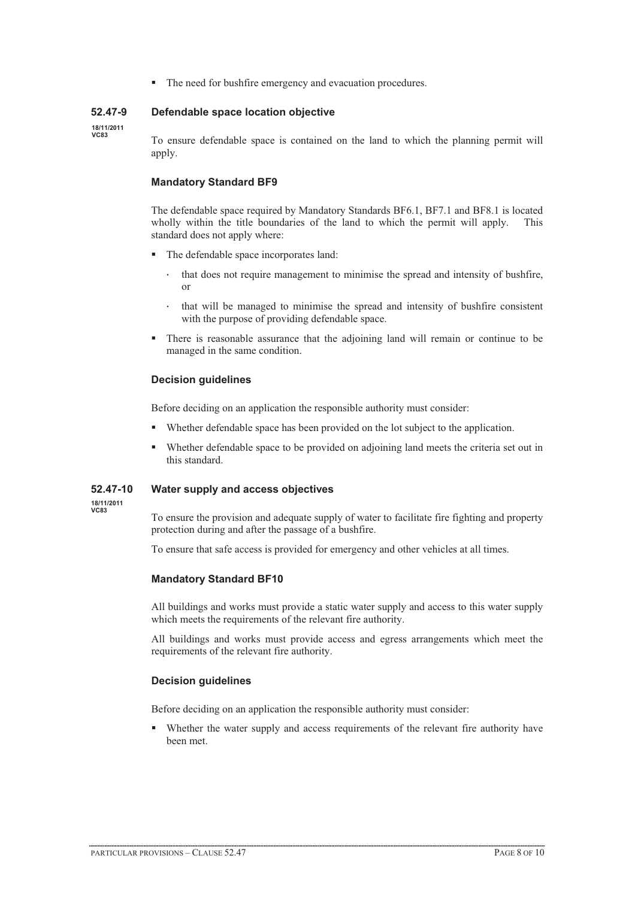- The need for bushfire emergency and evacuation procedures.

## 52.47-9 Defendable space location objective

18/11/2011
VC83

To ensure defendable space is contained on the land to which the planning permit will apply.

### Mandatory Standard BF9

The defendable space required by Mandatory Standards BF6.1, BF7.1 and BF8.1 is located wholly within the title boundaries of the land to which the permit will apply. This standard does not apply where:

- The defendable space incorporates land:
  - that does not require management to minimise the spread and intensity of bushfire, or
  - that will be managed to minimise the spread and intensity of bushfire consistent with the purpose of providing defendable space.
- There is reasonable assurance that the adjoining land will remain or continue to be managed in the same condition.

### Decision guidelines

Before deciding on an application the responsible authority must consider:

- Whether defendable space has been provided on the lot subject to the application.
- Whether defendable space to be provided on adjoining land meets the criteria set out in this standard.

## 52.47-10 Water supply and access objectives

18/11/2011
VC83

To ensure the provision and adequate supply of water to facilitate fire fighting and property protection during and after the passage of a bushfire.

To ensure that safe access is provided for emergency and other vehicles at all times.

### Mandatory Standard BF10

All buildings and works must provide a static water supply and access to this water supply which meets the requirements of the relevant fire authority.

All buildings and works must provide access and egress arrangements which meet the requirements of the relevant fire authority.

### Decision guidelines

Before deciding on an application the responsible authority must consider:

- Whether the water supply and access requirements of the relevant fire authority have been met.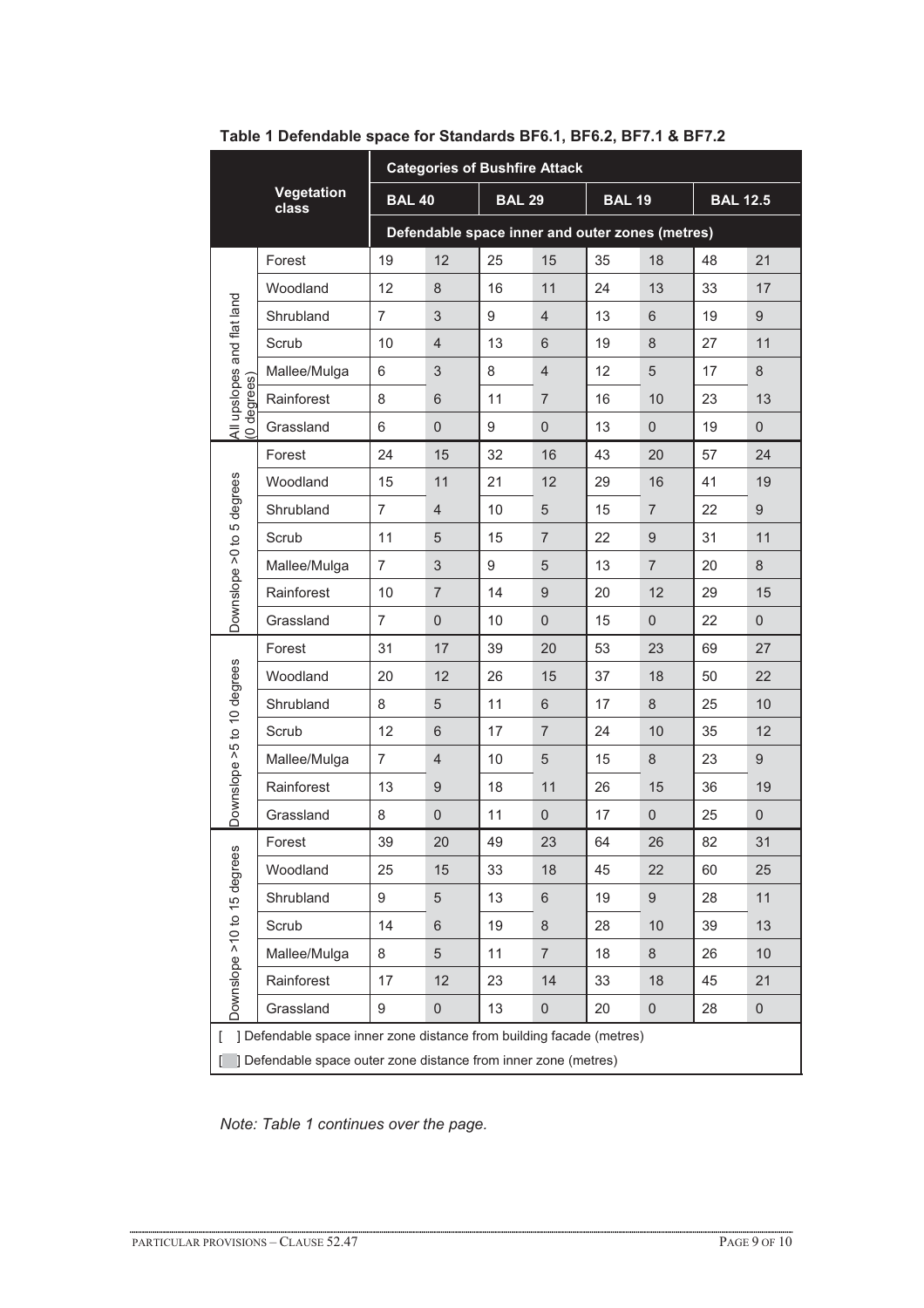**Table 1 Defendable space for Standards BF6.1, BF6.2, BF7.1 & BF7.2**

| | Vegetation class | Categories of Bushfire Attack | | | | | | | |
|---|---|---|---|---|---|---|---|---|---|
| | | BAL 40 | | BAL 29 | | BAL 19 | | BAL 12.5 | |
| | | Defendable space inner and outer zones (metres) | | | | | | | |
| All upslopes and flat land (0 degrees) | Forest | 19 | 12 | 25 | 15 | 35 | 18 | 48 | 21 |
| | Woodland | 12 | 8 | 16 | 11 | 24 | 13 | 33 | 17 |
| | Shrubland | 7 | 3 | 9 | 4 | 13 | 6 | 19 | 9 |
| | Scrub | 10 | 4 | 13 | 6 | 19 | 8 | 27 | 11 |
| | Mallee/Mulga | 6 | 3 | 8 | 4 | 12 | 5 | 17 | 8 |
| | Rainforest | 8 | 6 | 11 | 7 | 16 | 10 | 23 | 13 |
| | Grassland | 6 | 0 | 9 | 0 | 13 | 0 | 19 | 0 |
| Downslope >0 to 5 degrees | Forest | 24 | 15 | 32 | 16 | 43 | 20 | 57 | 24 |
| | Woodland | 15 | 11 | 21 | 12 | 29 | 16 | 41 | 19 |
| | Shrubland | 7 | 4 | 10 | 5 | 15 | 7 | 22 | 9 |
| | Scrub | 11 | 5 | 15 | 7 | 22 | 9 | 31 | 11 |
| | Mallee/Mulga | 7 | 3 | 9 | 5 | 13 | 7 | 20 | 8 |
| | Rainforest | 10 | 7 | 14 | 9 | 20 | 12 | 29 | 15 |
| | Grassland | 7 | 0 | 10 | 0 | 15 | 0 | 22 | 0 |
| Downslope >5 to 10 degrees | Forest | 31 | 17 | 39 | 20 | 53 | 23 | 69 | 27 |
| | Woodland | 20 | 12 | 26 | 15 | 37 | 18 | 50 | 22 |
| | Shrubland | 8 | 5 | 11 | 6 | 17 | 8 | 25 | 10 |
| | Scrub | 12 | 6 | 17 | 7 | 24 | 10 | 35 | 12 |
| | Mallee/Mulga | 7 | 4 | 10 | 5 | 15 | 8 | 23 | 9 |
| | Rainforest | 13 | 9 | 18 | 11 | 26 | 15 | 36 | 19 |
| | Grassland | 8 | 0 | 11 | 0 | 17 | 0 | 25 | 0 |
| Downslope >10 to 15 degrees | Forest | 39 | 20 | 49 | 23 | 64 | 26 | 82 | 31 |
| | Woodland | 25 | 15 | 33 | 18 | 45 | 22 | 60 | 25 |
| | Shrubland | 9 | 5 | 13 | 6 | 19 | 9 | 28 | 11 |
| | Scrub | 14 | 6 | 19 | 8 | 28 | 10 | 39 | 13 |
| | Mallee/Mulga | 8 | 5 | 11 | 7 | 18 | 8 | 26 | 10 |
| | Rainforest | 17 | 12 | 23 | 14 | 33 | 18 | 45 | 21 |
| | Grassland | 9 | 0 | 13 | 0 | 20 | 0 | 28 | 0 |

[ ] Defendable space inner zone distance from building facade (metres)

[ ] Defendable space outer zone distance from inner zone (metres)

*Note: Table 1 continues over the page.*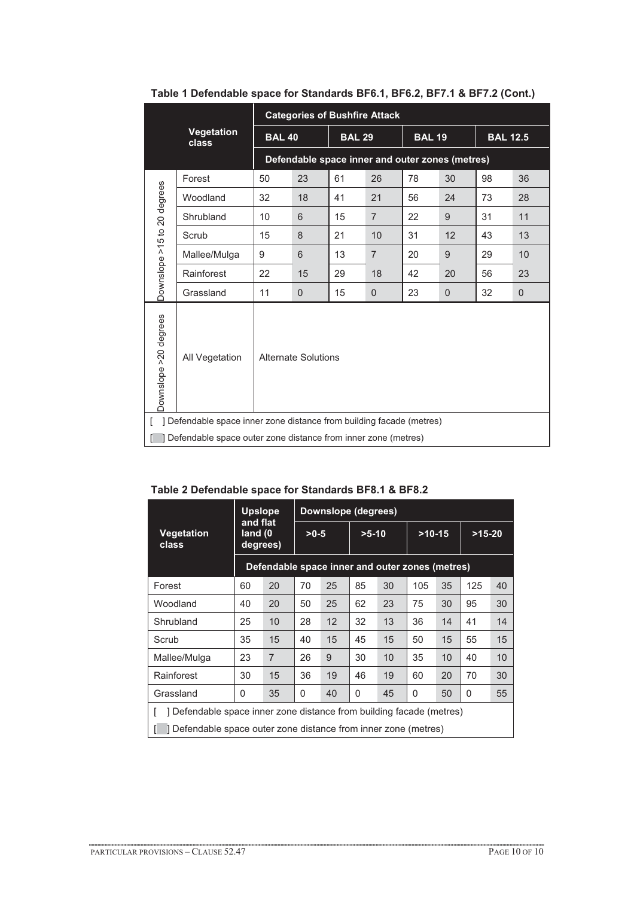**Table 1 Defendable space for Standards BF6.1, BF6.2, BF7.1 & BF7.2 (Cont.)**

| | Vegetation class | Categories of Bushfire Attack | | | | | | | |
|---|---|---|---|---|---|---|---|---|---|
| | | BAL 40 | | BAL 29 | | BAL 19 | | BAL 12.5 | |
| | | Defendable space inner and outer zones (metres) | | | | | | | |
| Downslope >15 to 20 degrees | Forest | 50 | 23 | 61 | 26 | 78 | 30 | 98 | 36 |
| | Woodland | 32 | 18 | 41 | 21 | 56 | 24 | 73 | 28 |
| | Shrubland | 10 | 6 | 15 | 7 | 22 | 9 | 31 | 11 |
| | Scrub | 15 | 8 | 21 | 10 | 31 | 12 | 43 | 13 |
| | Mallee/Mulga | 9 | 6 | 13 | 7 | 20 | 9 | 29 | 10 |
| | Rainforest | 22 | 15 | 29 | 18 | 42 | 20 | 56 | 23 |
| | Grassland | 11 | 0 | 15 | 0 | 23 | 0 | 32 | 0 |
| Downslope >20 degrees | All Vegetation | Alternate Solutions | | | | | | | |

[ ] Defendable space inner zone distance from building facade (metres)

[ ] Defendable space outer zone distance from inner zone (metres)

**Table 2 Defendable space for Standards BF8.1 & BF8.2**

| Vegetation class | Upslope and flat land (0 degrees) | | Downslope (degrees) | | | | | | | |
|---|---|---|---|---|---|---|---|---|---|---|
| | | | >0-5 | | >5-10 | | >10-15 | | >15-20 | |
| | Defendable space inner and outer zones (metres) | | | | | | | | | |
| Forest | 60 | 20 | 70 | 25 | 85 | 30 | 105 | 35 | 125 | 40 |
| Woodland | 40 | 20 | 50 | 25 | 62 | 23 | 75 | 30 | 95 | 30 |
| Shrubland | 25 | 10 | 28 | 12 | 32 | 13 | 36 | 14 | 41 | 14 |
| Scrub | 35 | 15 | 40 | 15 | 45 | 15 | 50 | 15 | 55 | 15 |
| Mallee/Mulga | 23 | 7 | 26 | 9 | 30 | 10 | 35 | 10 | 40 | 10 |
| Rainforest | 30 | 15 | 36 | 19 | 46 | 19 | 60 | 20 | 70 | 30 |
| Grassland | 0 | 35 | 0 | 40 | 0 | 45 | 0 | 50 | 0 | 55 |

[ ] Defendable space inner zone distance from building facade (metres)

[ ] Defendable space outer zone distance from inner zone (metres)